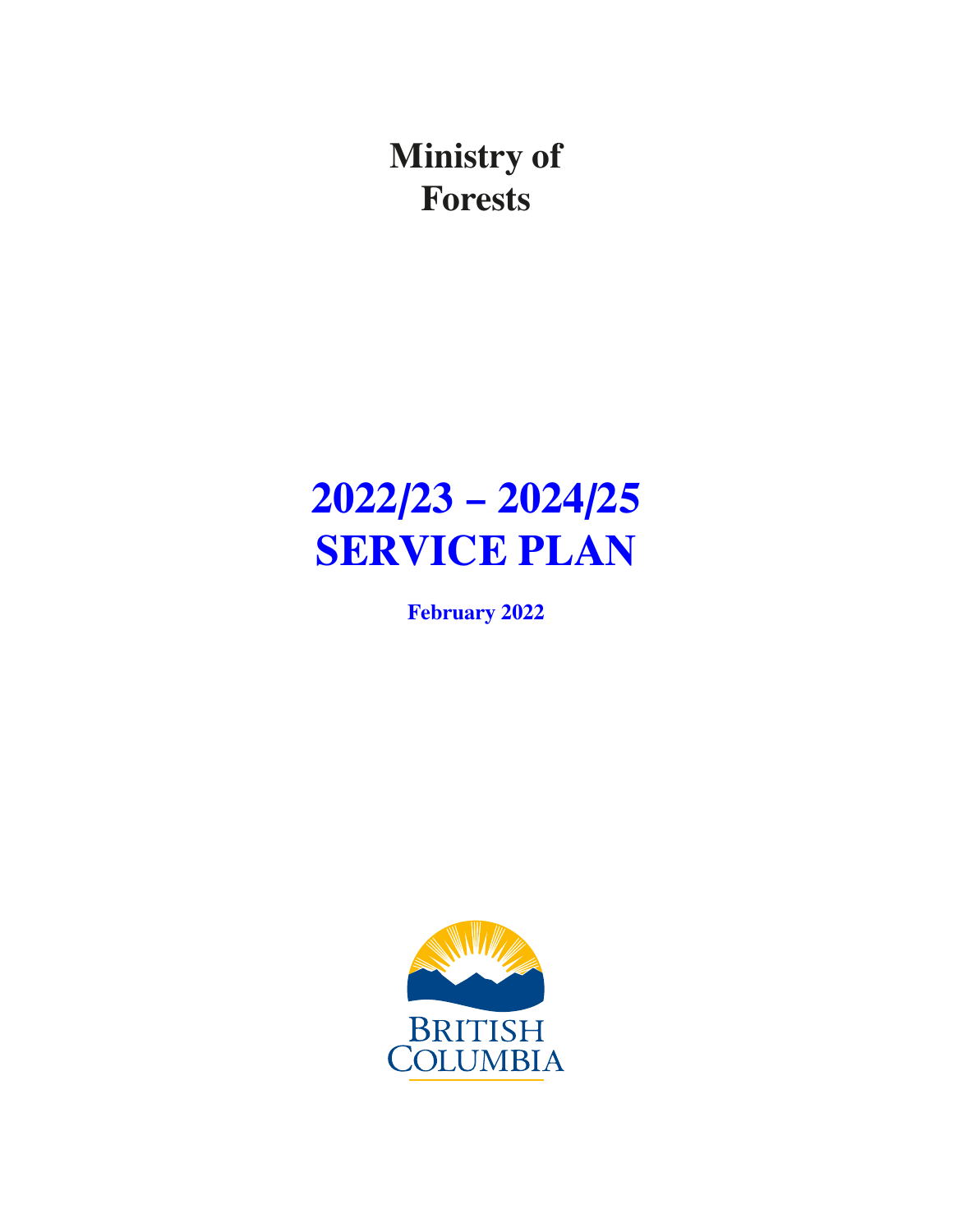# Ministry of Forests

# 2022/23 – 2024/25 SERVICE PLAN

**February 2022**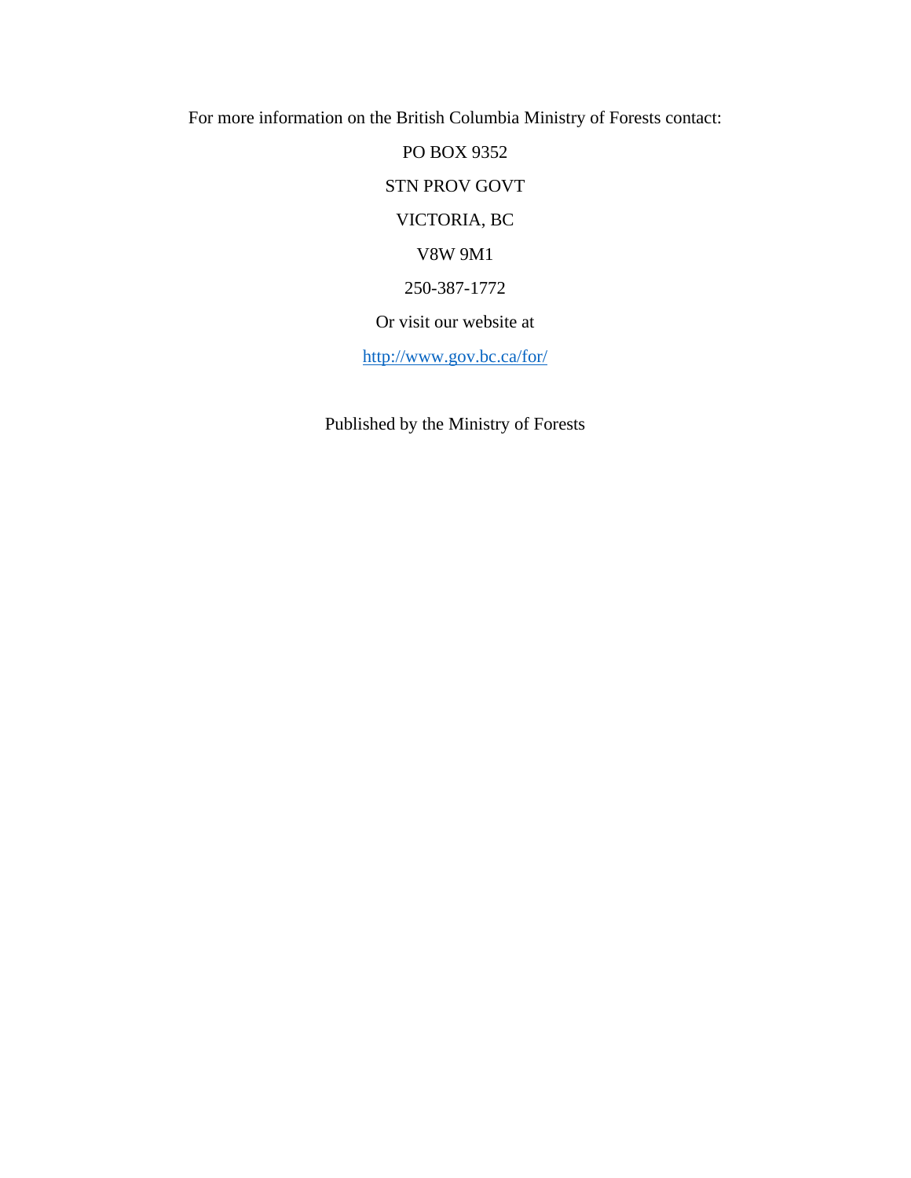For more information on the British Columbia Ministry of Forests contact:

PO BOX 9352

STN PROV GOVT

VICTORIA, BC

V8W 9M1

250-387-1772

Or visit our website at

http://www.gov.bc.ca/for/

Published by the Ministry of Forests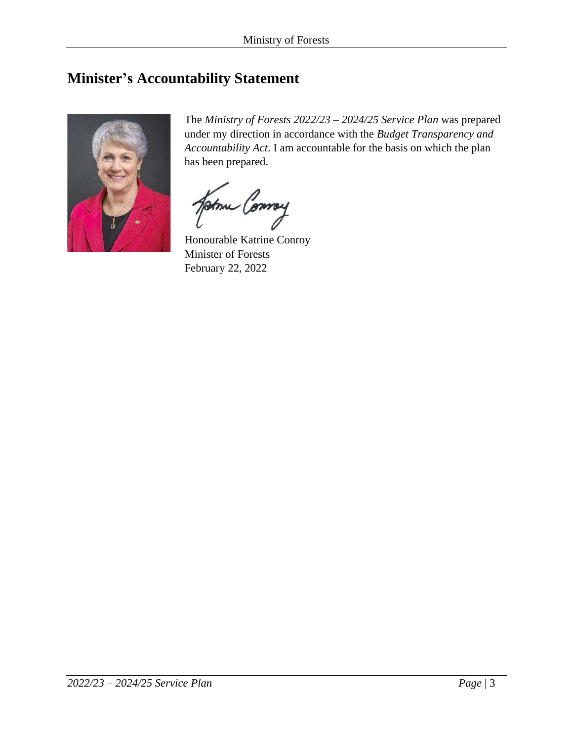## Minister's Accountability Statement

The *Ministry of Forests 2022/23 – 2024/25 Service Plan* was prepared under my direction in accordance with the *Budget Transparency and Accountability Act*. I am accountable for the basis on which the plan has been prepared.

Honourable Katrine Conroy
Minister of Forests
February 22, 2022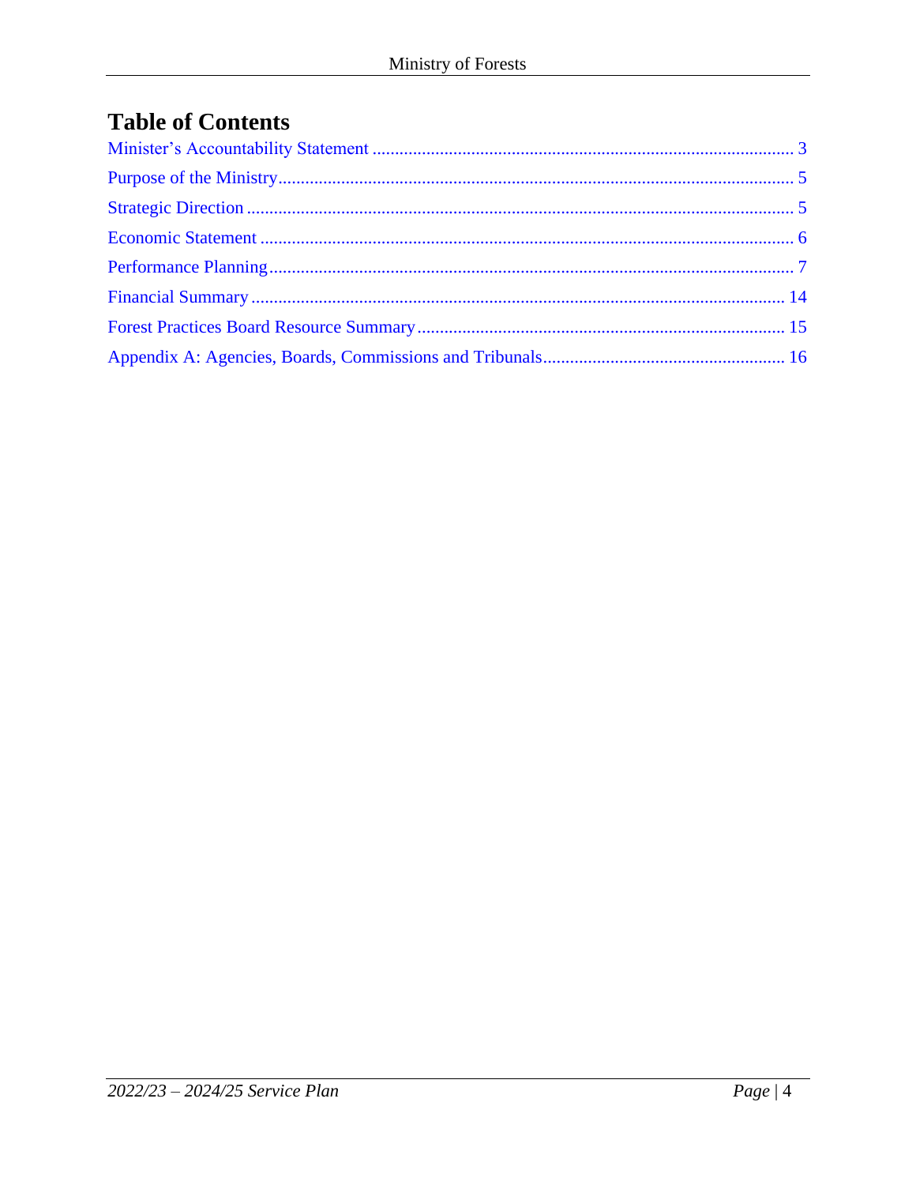# Table of Contents

Minister's Accountability Statement ............................................................................................ 3

Purpose of the Ministry ................................................................................................................. 5

Strategic Direction ........................................................................................................................ 5

Economic Statement ..................................................................................................................... 6

Performance Planning ................................................................................................................... 7

Financial Summary ..................................................................................................................... 14

Forest Practices Board Resource Summary ................................................................................. 15

Appendix A: Agencies, Boards, Commissions and Tribunals ..................................................... 16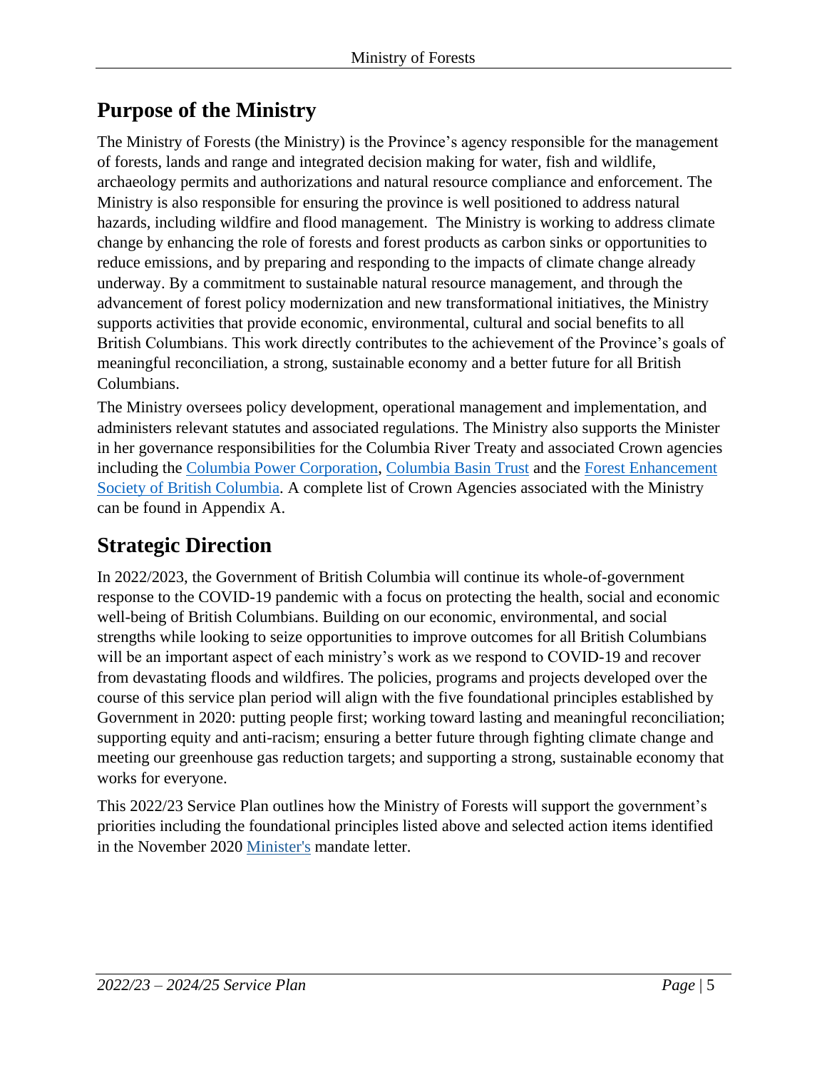## Purpose of the Ministry

The Ministry of Forests (the Ministry) is the Province's agency responsible for the management of forests, lands and range and integrated decision making for water, fish and wildlife, archaeology permits and authorizations and natural resource compliance and enforcement. The Ministry is also responsible for ensuring the province is well positioned to address natural hazards, including wildfire and flood management. The Ministry is working to address climate change by enhancing the role of forests and forest products as carbon sinks or opportunities to reduce emissions, and by preparing and responding to the impacts of climate change already underway. By a commitment to sustainable natural resource management, and through the advancement of forest policy modernization and new transformational initiatives, the Ministry supports activities that provide economic, environmental, cultural and social benefits to all British Columbians. This work directly contributes to the achievement of the Province's goals of meaningful reconciliation, a strong, sustainable economy and a better future for all British Columbians.

The Ministry oversees policy development, operational management and implementation, and administers relevant statutes and associated regulations. The Ministry also supports the Minister in her governance responsibilities for the Columbia River Treaty and associated Crown agencies including the Columbia Power Corporation, Columbia Basin Trust and the Forest Enhancement Society of British Columbia. A complete list of Crown Agencies associated with the Ministry can be found in Appendix A.

## Strategic Direction

In 2022/2023, the Government of British Columbia will continue its whole-of-government response to the COVID-19 pandemic with a focus on protecting the health, social and economic well-being of British Columbians. Building on our economic, environmental, and social strengths while looking to seize opportunities to improve outcomes for all British Columbians will be an important aspect of each ministry's work as we respond to COVID-19 and recover from devastating floods and wildfires. The policies, programs and projects developed over the course of this service plan period will align with the five foundational principles established by Government in 2020: putting people first; working toward lasting and meaningful reconciliation; supporting equity and anti-racism; ensuring a better future through fighting climate change and meeting our greenhouse gas reduction targets; and supporting a strong, sustainable economy that works for everyone.

This 2022/23 Service Plan outlines how the Ministry of Forests will support the government's priorities including the foundational principles listed above and selected action items identified in the November 2020 Minister's mandate letter.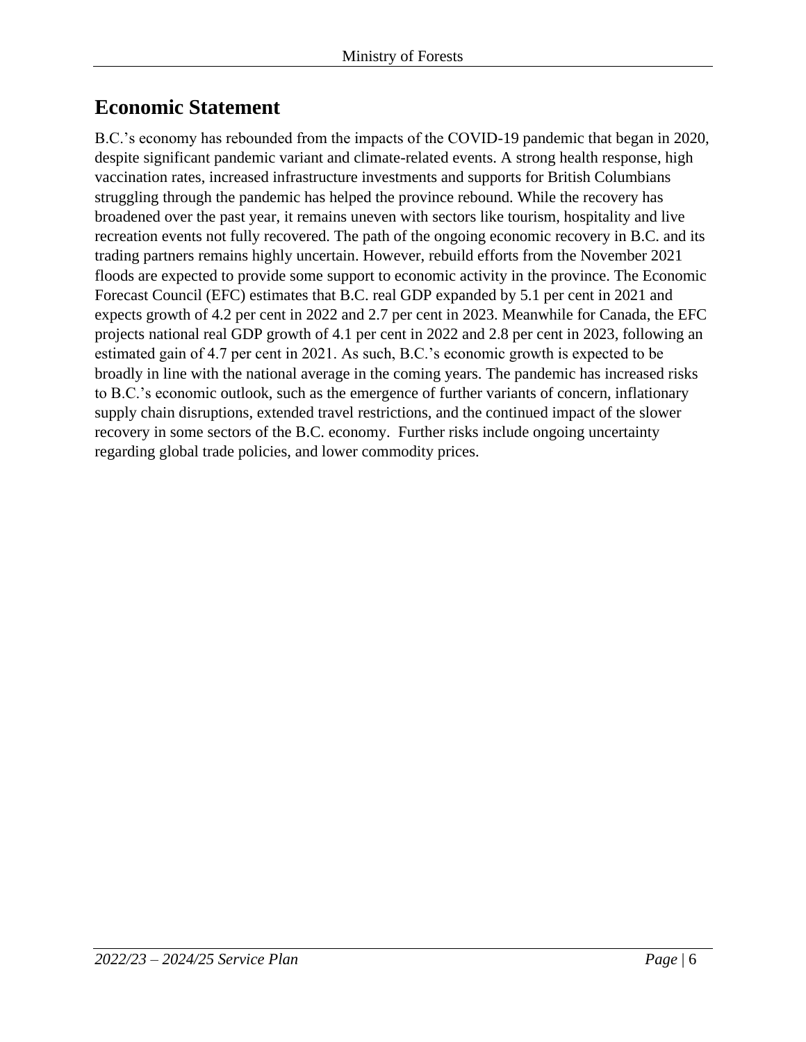## Economic Statement

B.C.'s economy has rebounded from the impacts of the COVID-19 pandemic that began in 2020, despite significant pandemic variant and climate-related events. A strong health response, high vaccination rates, increased infrastructure investments and supports for British Columbians struggling through the pandemic has helped the province rebound. While the recovery has broadened over the past year, it remains uneven with sectors like tourism, hospitality and live recreation events not fully recovered. The path of the ongoing economic recovery in B.C. and its trading partners remains highly uncertain. However, rebuild efforts from the November 2021 floods are expected to provide some support to economic activity in the province. The Economic Forecast Council (EFC) estimates that B.C. real GDP expanded by 5.1 per cent in 2021 and expects growth of 4.2 per cent in 2022 and 2.7 per cent in 2023. Meanwhile for Canada, the EFC projects national real GDP growth of 4.1 per cent in 2022 and 2.8 per cent in 2023, following an estimated gain of 4.7 per cent in 2021. As such, B.C.'s economic growth is expected to be broadly in line with the national average in the coming years. The pandemic has increased risks to B.C.'s economic outlook, such as the emergence of further variants of concern, inflationary supply chain disruptions, extended travel restrictions, and the continued impact of the slower recovery in some sectors of the B.C. economy. Further risks include ongoing uncertainty regarding global trade policies, and lower commodity prices.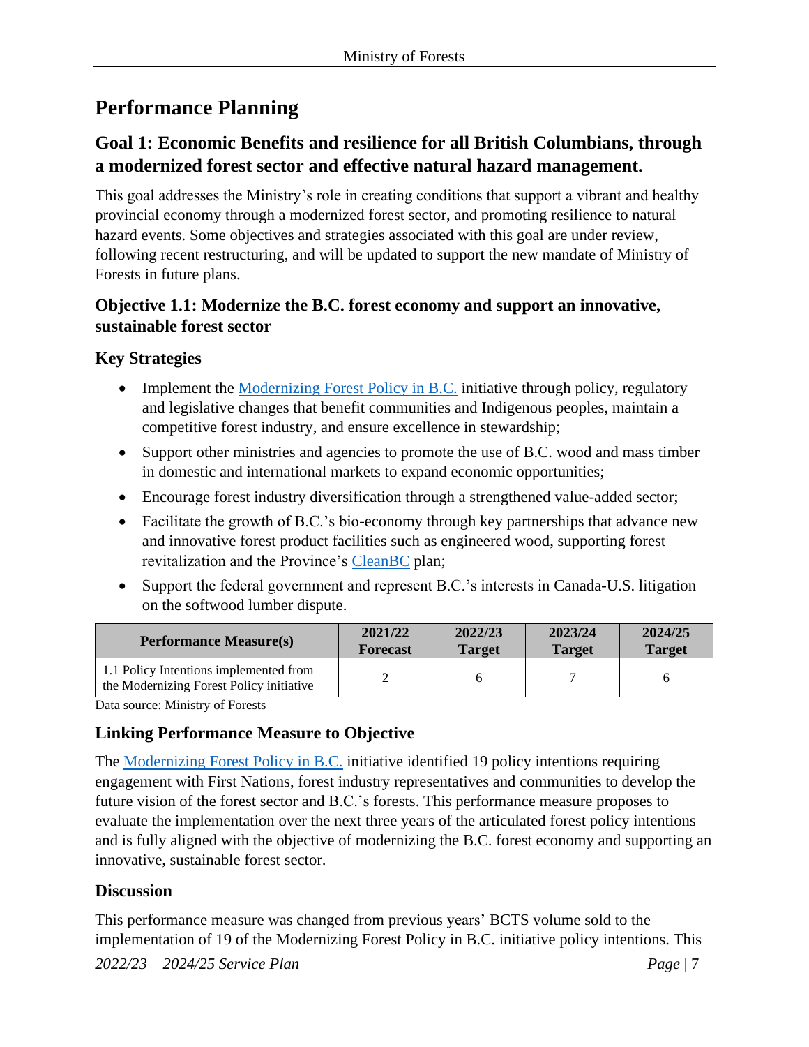# Performance Planning

## Goal 1: Economic Benefits and resilience for all British Columbians, through a modernized forest sector and effective natural hazard management.

This goal addresses the Ministry's role in creating conditions that support a vibrant and healthy provincial economy through a modernized forest sector, and promoting resilience to natural hazard events. Some objectives and strategies associated with this goal are under review, following recent restructuring, and will be updated to support the new mandate of Ministry of Forests in future plans.

### Objective 1.1: Modernize the B.C. forest economy and support an innovative, sustainable forest sector

### Key Strategies

- Implement the Modernizing Forest Policy in B.C. initiative through policy, regulatory and legislative changes that benefit communities and Indigenous peoples, maintain a competitive forest industry, and ensure excellence in stewardship;
- Support other ministries and agencies to promote the use of B.C. wood and mass timber in domestic and international markets to expand economic opportunities;
- Encourage forest industry diversification through a strengthened value-added sector;
- Facilitate the growth of B.C.'s bio-economy through key partnerships that advance new and innovative forest product facilities such as engineered wood, supporting forest revitalization and the Province's CleanBC plan;
- Support the federal government and represent B.C.'s interests in Canada-U.S. litigation on the softwood lumber dispute.

| Performance Measure(s) | 2021/22 Forecast | 2022/23 Target | 2023/24 Target | 2024/25 Target |
|---|---|---|---|---|
| 1.1 Policy Intentions implemented from the Modernizing Forest Policy initiative | 2 | 6 | 7 | 6 |

Data source: Ministry of Forests

### Linking Performance Measure to Objective

The Modernizing Forest Policy in B.C. initiative identified 19 policy intentions requiring engagement with First Nations, forest industry representatives and communities to develop the future vision of the forest sector and B.C.'s forests. This performance measure proposes to evaluate the implementation over the next three years of the articulated forest policy intentions and is fully aligned with the objective of modernizing the B.C. forest economy and supporting an innovative, sustainable forest sector.

### Discussion

This performance measure was changed from previous years' BCTS volume sold to the implementation of 19 of the Modernizing Forest Policy in B.C. initiative policy intentions. This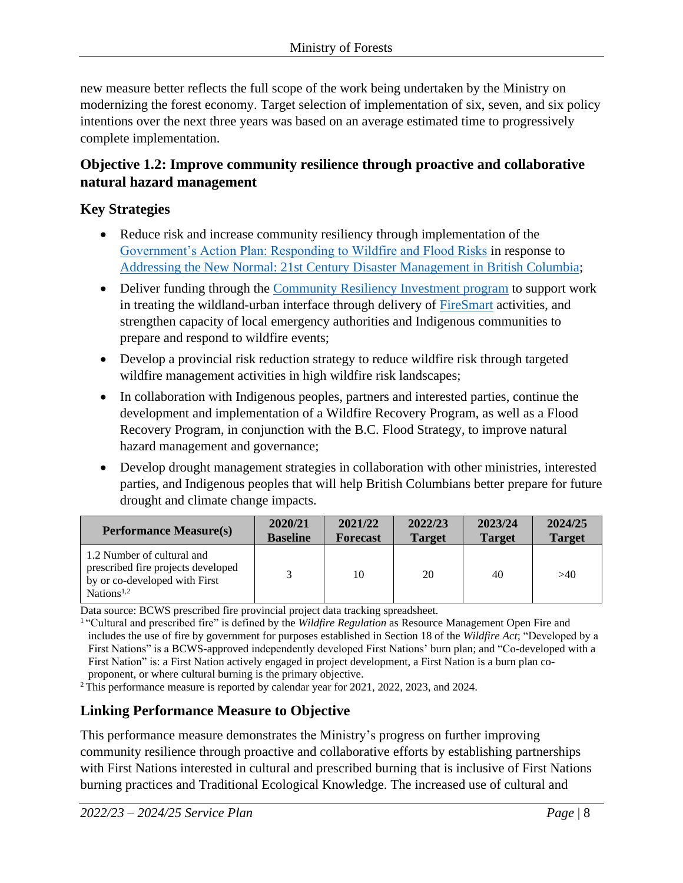new measure better reflects the full scope of the work being undertaken by the Ministry on modernizing the forest economy. Target selection of implementation of six, seven, and six policy intentions over the next three years was based on an average estimated time to progressively complete implementation.

### Objective 1.2: Improve community resilience through proactive and collaborative natural hazard management

### Key Strategies

- Reduce risk and increase community resiliency through implementation of the Government's Action Plan: Responding to Wildfire and Flood Risks in response to Addressing the New Normal: 21st Century Disaster Management in British Columbia;
- Deliver funding through the Community Resiliency Investment program to support work in treating the wildland-urban interface through delivery of FireSmart activities, and strengthen capacity of local emergency authorities and Indigenous communities to prepare and respond to wildfire events;
- Develop a provincial risk reduction strategy to reduce wildfire risk through targeted wildfire management activities in high wildfire risk landscapes;
- In collaboration with Indigenous peoples, partners and interested parties, continue the development and implementation of a Wildfire Recovery Program, as well as a Flood Recovery Program, in conjunction with the B.C. Flood Strategy, to improve natural hazard management and governance;
- Develop drought management strategies in collaboration with other ministries, interested parties, and Indigenous peoples that will help British Columbians better prepare for future drought and climate change impacts.

| Performance Measure(s) | 2020/21 Baseline | 2021/22 Forecast | 2022/23 Target | 2023/24 Target | 2024/25 Target |
|---|---|---|---|---|---|
| 1.2 Number of cultural and prescribed fire projects developed by or co-developed with First Nations[1,2] | 3 | 10 | 20 | 40 | >40 |

Data source: BCWS prescribed fire provincial project data tracking spreadsheet.

[1] "Cultural and prescribed fire" is defined by the *Wildfire Regulation* as Resource Management Open Fire and includes the use of fire by government for purposes established in Section 18 of the *Wildfire Act*; "Developed by a First Nations" is a BCWS-approved independently developed First Nations' burn plan; and "Co-developed with a First Nation" is: a First Nation actively engaged in project development, a First Nation is a burn plan co-proponent, or where cultural burning is the primary objective.

[2] This performance measure is reported by calendar year for 2021, 2022, 2023, and 2024.

### Linking Performance Measure to Objective

This performance measure demonstrates the Ministry's progress on further improving community resilience through proactive and collaborative efforts by establishing partnerships with First Nations interested in cultural and prescribed burning that is inclusive of First Nations burning practices and Traditional Ecological Knowledge. The increased use of cultural and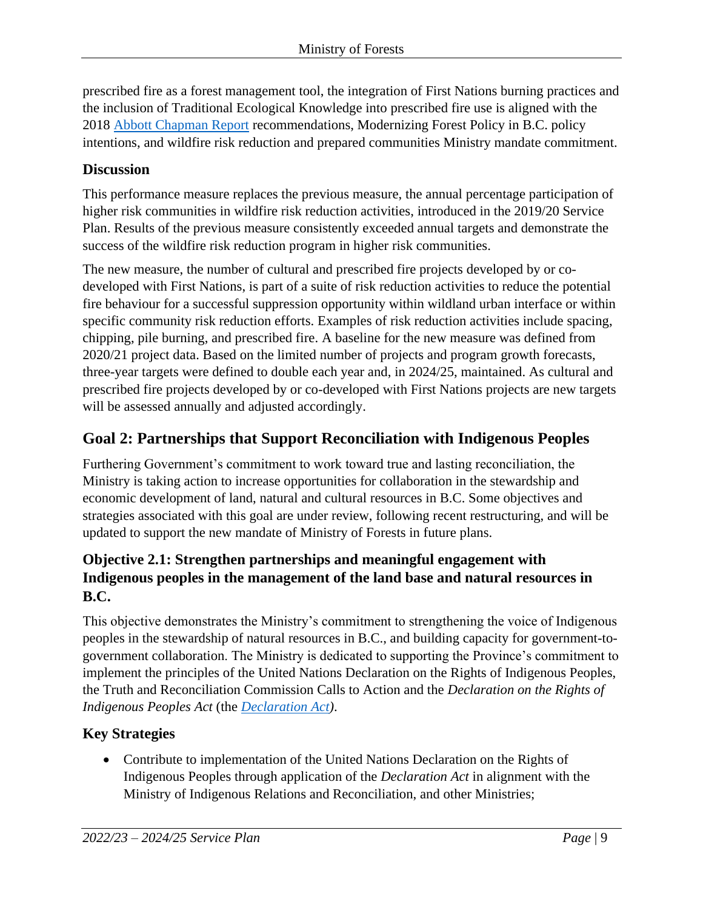prescribed fire as a forest management tool, the integration of First Nations burning practices and the inclusion of Traditional Ecological Knowledge into prescribed fire use is aligned with the 2018 [Abbott Chapman Report](#) recommendations, Modernizing Forest Policy in B.C. policy intentions, and wildfire risk reduction and prepared communities Ministry mandate commitment.

### Discussion

This performance measure replaces the previous measure, the annual percentage participation of higher risk communities in wildfire risk reduction activities, introduced in the 2019/20 Service Plan. Results of the previous measure consistently exceeded annual targets and demonstrate the success of the wildfire risk reduction program in higher risk communities.

The new measure, the number of cultural and prescribed fire projects developed by or co-developed with First Nations, is part of a suite of risk reduction activities to reduce the potential fire behaviour for a successful suppression opportunity within wildland urban interface or within specific community risk reduction efforts. Examples of risk reduction activities include spacing, chipping, pile burning, and prescribed fire. A baseline for the new measure was defined from 2020/21 project data. Based on the limited number of projects and program growth forecasts, three-year targets were defined to double each year and, in 2024/25, maintained. As cultural and prescribed fire projects developed by or co-developed with First Nations projects are new targets will be assessed annually and adjusted accordingly.

## Goal 2: Partnerships that Support Reconciliation with Indigenous Peoples

Furthering Government's commitment to work toward true and lasting reconciliation, the Ministry is taking action to increase opportunities for collaboration in the stewardship and economic development of land, natural and cultural resources in B.C. Some objectives and strategies associated with this goal are under review, following recent restructuring, and will be updated to support the new mandate of Ministry of Forests in future plans.

### Objective 2.1: Strengthen partnerships and meaningful engagement with Indigenous peoples in the management of the land base and natural resources in B.C.

This objective demonstrates the Ministry's commitment to strengthening the voice of Indigenous peoples in the stewardship of natural resources in B.C., and building capacity for government-to-government collaboration. The Ministry is dedicated to supporting the Province's commitment to implement the principles of the United Nations Declaration on the Rights of Indigenous Peoples, the Truth and Reconciliation Commission Calls to Action and the *Declaration on the Rights of Indigenous Peoples Act* (the *[Declaration Act](#)*).

### Key Strategies

- Contribute to implementation of the United Nations Declaration on the Rights of Indigenous Peoples through application of the *Declaration Act* in alignment with the Ministry of Indigenous Relations and Reconciliation, and other Ministries;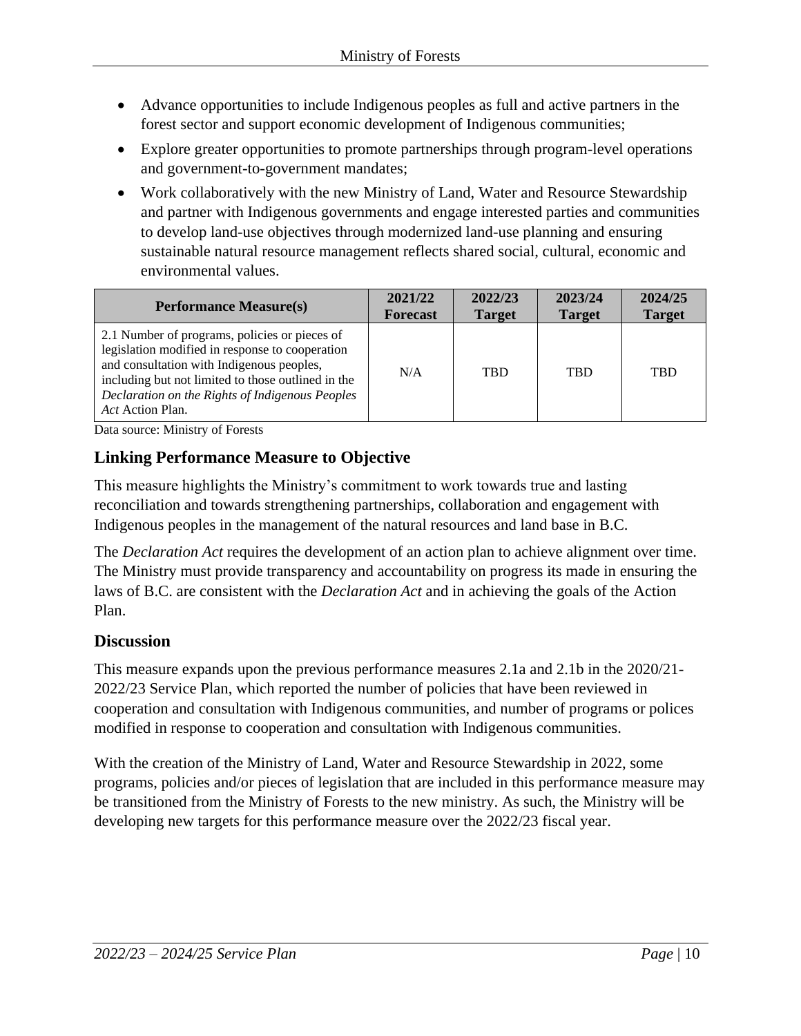- Advance opportunities to include Indigenous peoples as full and active partners in the forest sector and support economic development of Indigenous communities;
- Explore greater opportunities to promote partnerships through program-level operations and government-to-government mandates;
- Work collaboratively with the new Ministry of Land, Water and Resource Stewardship and partner with Indigenous governments and engage interested parties and communities to develop land-use objectives through modernized land-use planning and ensuring sustainable natural resource management reflects shared social, cultural, economic and environmental values.

| Performance Measure(s) | 2021/22 Forecast | 2022/23 Target | 2023/24 Target | 2024/25 Target |
|---|---|---|---|---|
| 2.1 Number of programs, policies or pieces of legislation modified in response to cooperation and consultation with Indigenous peoples, including but not limited to those outlined in the *Declaration on the Rights of Indigenous Peoples Act* Action Plan. | N/A | TBD | TBD | TBD |

Data source: Ministry of Forests

## Linking Performance Measure to Objective

This measure highlights the Ministry's commitment to work towards true and lasting reconciliation and towards strengthening partnerships, collaboration and engagement with Indigenous peoples in the management of the natural resources and land base in B.C.

The *Declaration Act* requires the development of an action plan to achieve alignment over time. The Ministry must provide transparency and accountability on progress its made in ensuring the laws of B.C. are consistent with the *Declaration Act* and in achieving the goals of the Action Plan.

## Discussion

This measure expands upon the previous performance measures 2.1a and 2.1b in the 2020/21-2022/23 Service Plan, which reported the number of policies that have been reviewed in cooperation and consultation with Indigenous communities, and number of programs or polices modified in response to cooperation and consultation with Indigenous communities.

With the creation of the Ministry of Land, Water and Resource Stewardship in 2022, some programs, policies and/or pieces of legislation that are included in this performance measure may be transitioned from the Ministry of Forests to the new ministry. As such, the Ministry will be developing new targets for this performance measure over the 2022/23 fiscal year.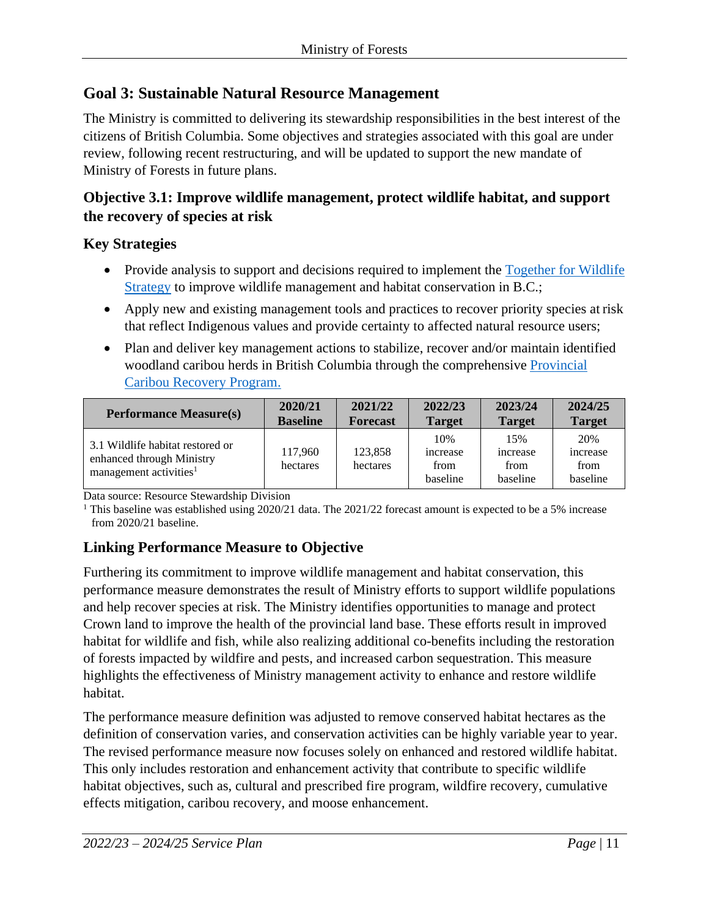## Goal 3: Sustainable Natural Resource Management

The Ministry is committed to delivering its stewardship responsibilities in the best interest of the citizens of British Columbia. Some objectives and strategies associated with this goal are under review, following recent restructuring, and will be updated to support the new mandate of Ministry of Forests in future plans.

### Objective 3.1: Improve wildlife management, protect wildlife habitat, and support the recovery of species at risk

### Key Strategies

- Provide analysis to support and decisions required to implement the Together for Wildlife Strategy to improve wildlife management and habitat conservation in B.C.;
- Apply new and existing management tools and practices to recover priority species at risk that reflect Indigenous values and provide certainty to affected natural resource users;
- Plan and deliver key management actions to stabilize, recover and/or maintain identified woodland caribou herds in British Columbia through the comprehensive Provincial Caribou Recovery Program.

| Performance Measure(s) | 2020/21 Baseline | 2021/22 Forecast | 2022/23 Target | 2023/24 Target | 2024/25 Target |
|---|---|---|---|---|---|
| 3.1 Wildlife habitat restored or enhanced through Ministry management activities[1] | 117,960 hectares | 123,858 hectares | 10% increase from baseline | 15% increase from baseline | 20% increase from baseline |

Data source: Resource Stewardship Division

[1] This baseline was established using 2020/21 data. The 2021/22 forecast amount is expected to be a 5% increase from 2020/21 baseline.

### Linking Performance Measure to Objective

Furthering its commitment to improve wildlife management and habitat conservation, this performance measure demonstrates the result of Ministry efforts to support wildlife populations and help recover species at risk. The Ministry identifies opportunities to manage and protect Crown land to improve the health of the provincial land base. These efforts result in improved habitat for wildlife and fish, while also realizing additional co-benefits including the restoration of forests impacted by wildfire and pests, and increased carbon sequestration. This measure highlights the effectiveness of Ministry management activity to enhance and restore wildlife habitat.

The performance measure definition was adjusted to remove conserved habitat hectares as the definition of conservation varies, and conservation activities can be highly variable year to year. The revised performance measure now focuses solely on enhanced and restored wildlife habitat. This only includes restoration and enhancement activity that contribute to specific wildlife habitat objectives, such as, cultural and prescribed fire program, wildfire recovery, cumulative effects mitigation, caribou recovery, and moose enhancement.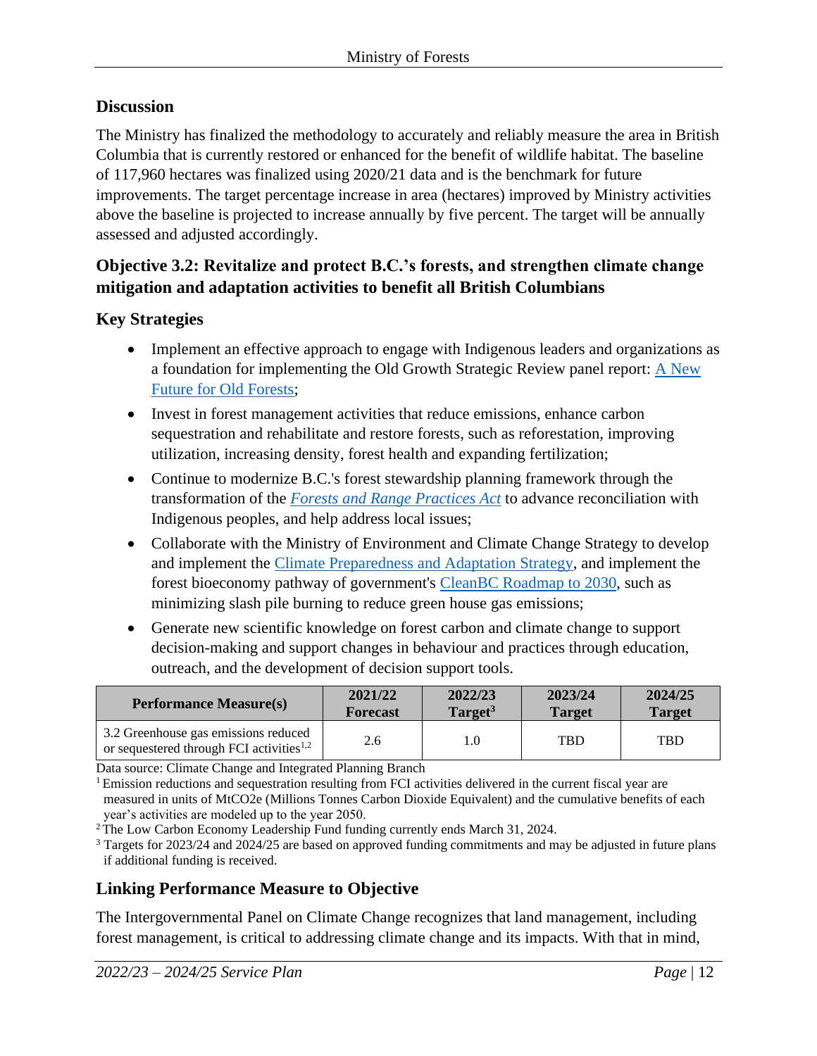## Discussion

The Ministry has finalized the methodology to accurately and reliably measure the area in British Columbia that is currently restored or enhanced for the benefit of wildlife habitat. The baseline of 117,960 hectares was finalized using 2020/21 data and is the benchmark for future improvements. The target percentage increase in area (hectares) improved by Ministry activities above the baseline is projected to increase annually by five percent. The target will be annually assessed and adjusted accordingly.

## Objective 3.2: Revitalize and protect B.C.'s forests, and strengthen climate change mitigation and adaptation activities to benefit all British Columbians

### Key Strategies

- Implement an effective approach to engage with Indigenous leaders and organizations as a foundation for implementing the Old Growth Strategic Review panel report: A New Future for Old Forests;
- Invest in forest management activities that reduce emissions, enhance carbon sequestration and rehabilitate and restore forests, such as reforestation, improving utilization, increasing density, forest health and expanding fertilization;
- Continue to modernize B.C.'s forest stewardship planning framework through the transformation of the *Forests and Range Practices Act* to advance reconciliation with Indigenous peoples, and help address local issues;
- Collaborate with the Ministry of Environment and Climate Change Strategy to develop and implement the Climate Preparedness and Adaptation Strategy, and implement the forest bioeconomy pathway of government's CleanBC Roadmap to 2030, such as minimizing slash pile burning to reduce green house gas emissions;
- Generate new scientific knowledge on forest carbon and climate change to support decision-making and support changes in behaviour and practices through education, outreach, and the development of decision support tools.

| Performance Measure(s) | 2021/22 Forecast | 2022/23 Target[3] | 2023/24 Target | 2024/25 Target |
|---|---|---|---|---|
| 3.2 Greenhouse gas emissions reduced or sequestered through FCI activities[1,2] | 2.6 | 1.0 | TBD | TBD |

Data source: Climate Change and Integrated Planning Branch

[1] Emission reductions and sequestration resulting from FCI activities delivered in the current fiscal year are measured in units of $MtCO_2e$ (Millions Tonnes Carbon Dioxide Equivalent) and the cumulative benefits of each year's activities are modeled up to the year 2050.

[2] The Low Carbon Economy Leadership Fund funding currently ends March 31, 2024.

[3] Targets for 2023/24 and 2024/25 are based on approved funding commitments and may be adjusted in future plans if additional funding is received.

### Linking Performance Measure to Objective

The Intergovernmental Panel on Climate Change recognizes that land management, including forest management, is critical to addressing climate change and its impacts. With that in mind,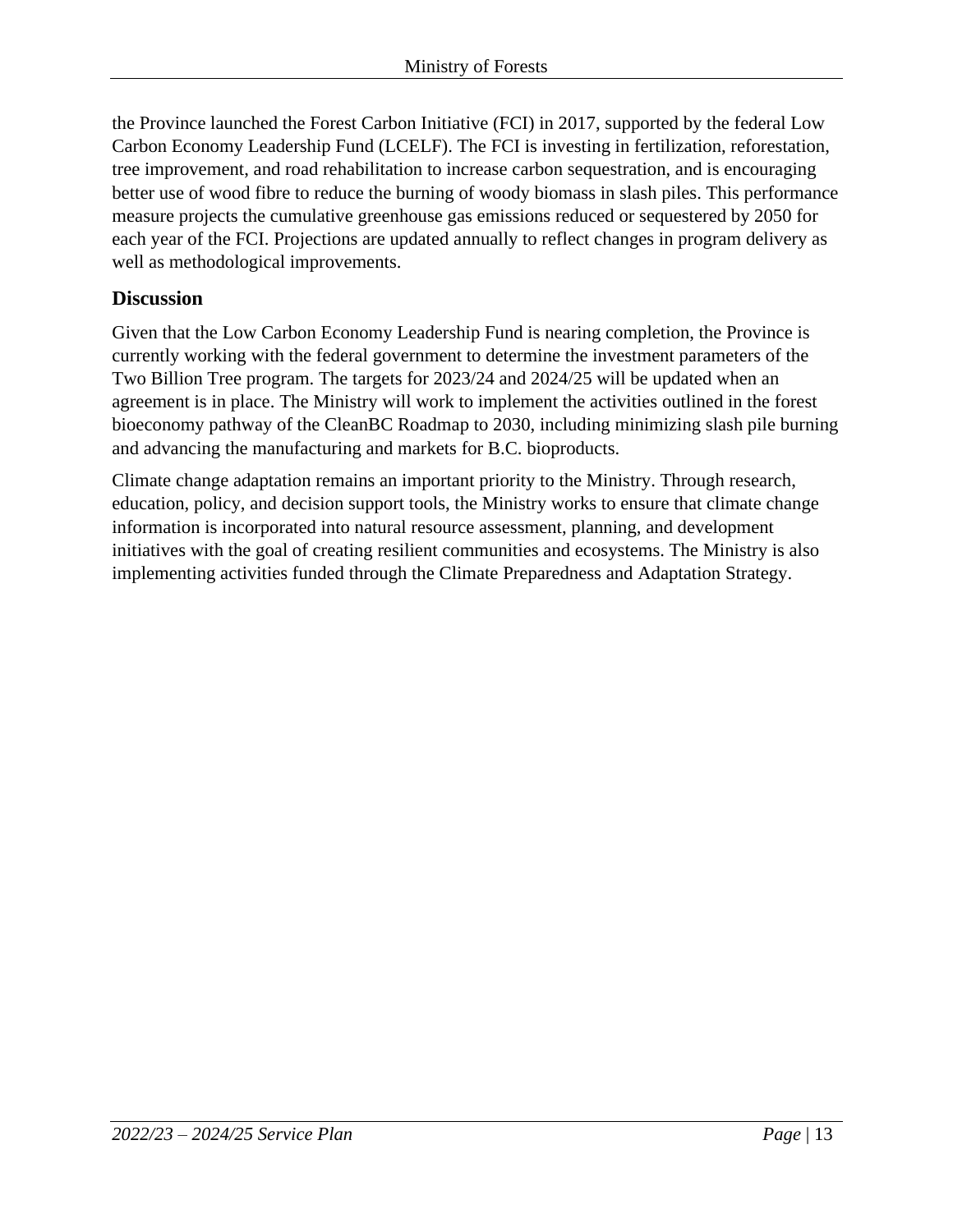the Province launched the Forest Carbon Initiative (FCI) in 2017, supported by the federal Low Carbon Economy Leadership Fund (LCELF). The FCI is investing in fertilization, reforestation, tree improvement, and road rehabilitation to increase carbon sequestration, and is encouraging better use of wood fibre to reduce the burning of woody biomass in slash piles. This performance measure projects the cumulative greenhouse gas emissions reduced or sequestered by 2050 for each year of the FCI. Projections are updated annually to reflect changes in program delivery as well as methodological improvements.

### Discussion

Given that the Low Carbon Economy Leadership Fund is nearing completion, the Province is currently working with the federal government to determine the investment parameters of the Two Billion Tree program. The targets for 2023/24 and 2024/25 will be updated when an agreement is in place. The Ministry will work to implement the activities outlined in the forest bioeconomy pathway of the CleanBC Roadmap to 2030, including minimizing slash pile burning and advancing the manufacturing and markets for B.C. bioproducts.

Climate change adaptation remains an important priority to the Ministry. Through research, education, policy, and decision support tools, the Ministry works to ensure that climate change information is incorporated into natural resource assessment, planning, and development initiatives with the goal of creating resilient communities and ecosystems. The Ministry is also implementing activities funded through the Climate Preparedness and Adaptation Strategy.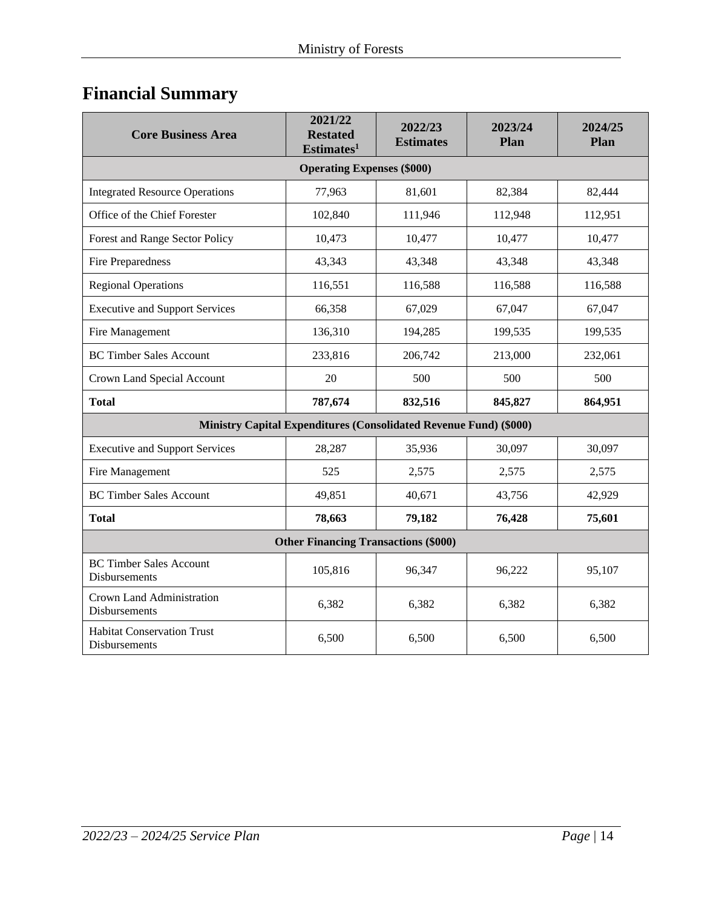# Financial Summary

| Core Business Area | 2021/22 Restated Estimates[1] | 2022/23 Estimates | 2023/24 Plan | 2024/25 Plan |
|---|---|---|---|---|
| **Operating Expenses ($000)** | | | | |
| Integrated Resource Operations | 77,963 | 81,601 | 82,384 | 82,444 |
| Office of the Chief Forester | 102,840 | 111,946 | 112,948 | 112,951 |
| Forest and Range Sector Policy | 10,473 | 10,477 | 10,477 | 10,477 |
| Fire Preparedness | 43,343 | 43,348 | 43,348 | 43,348 |
| Regional Operations | 116,551 | 116,588 | 116,588 | 116,588 |
| Executive and Support Services | 66,358 | 67,029 | 67,047 | 67,047 |
| Fire Management | 136,310 | 194,285 | 199,535 | 199,535 |
| BC Timber Sales Account | 233,816 | 206,742 | 213,000 | 232,061 |
| Crown Land Special Account | 20 | 500 | 500 | 500 |
| **Total** | **787,674** | **832,516** | **845,827** | **864,951** |
| **Ministry Capital Expenditures (Consolidated Revenue Fund) ($000)** | | | | |
| Executive and Support Services | 28,287 | 35,936 | 30,097 | 30,097 |
| Fire Management | 525 | 2,575 | 2,575 | 2,575 |
| BC Timber Sales Account | 49,851 | 40,671 | 43,756 | 42,929 |
| **Total** | **78,663** | **79,182** | **76,428** | **75,601** |
| **Other Financing Transactions ($000)** | | | | |
| BC Timber Sales Account Disbursements | 105,816 | 96,347 | 96,222 | 95,107 |
| Crown Land Administration Disbursements | 6,382 | 6,382 | 6,382 | 6,382 |
| Habitat Conservation Trust Disbursements | 6,500 | 6,500 | 6,500 | 6,500 |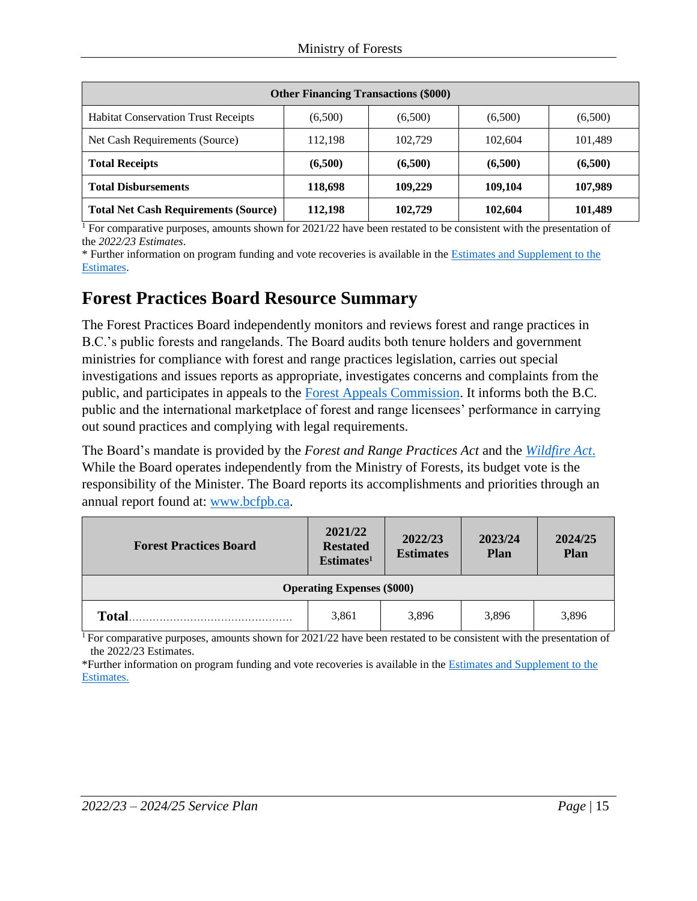| Other Financing Transactions ($000) | | | | |
|---|---|---|---|---|
| Habitat Conservation Trust Receipts | (6,500) | (6,500) | (6,500) | (6,500) |
| Net Cash Requirements (Source) | 112,198 | 102,729 | 102,604 | 101,489 |
| **Total Receipts** | **(6,500)** | **(6,500)** | **(6,500)** | **(6,500)** |
| **Total Disbursements** | **118,698** | **109,229** | **109,104** | **107,989** |
| **Total Net Cash Requirements (Source)** | **112,198** | **102,729** | **102,604** | **101,489** |

[1] For comparative purposes, amounts shown for 2021/22 have been restated to be consistent with the presentation of the *2022/23 Estimates*.
* Further information on program funding and vote recoveries is available in the Estimates and Supplement to the Estimates.

# Forest Practices Board Resource Summary

The Forest Practices Board independently monitors and reviews forest and range practices in B.C.'s public forests and rangelands. The Board audits both tenure holders and government ministries for compliance with forest and range practices legislation, carries out special investigations and issues reports as appropriate, investigates concerns and complaints from the public, and participates in appeals to the Forest Appeals Commission. It informs both the B.C. public and the international marketplace of forest and range licensees' performance in carrying out sound practices and complying with legal requirements.

The Board's mandate is provided by the *Forest and Range Practices Act* and the *Wildfire Act*. While the Board operates independently from the Ministry of Forests, its budget vote is the responsibility of the Minister. The Board reports its accomplishments and priorities through an annual report found at: www.bcfpb.ca.

| Forest Practices Board | 2021/22 Restated Estimates[1] | 2022/23 Estimates | 2023/24 Plan | 2024/25 Plan |
|---|---|---|---|---|
| **Operating Expenses ($000)** | | | | |
| **Total** | 3,861 | 3,896 | 3,896 | 3,896 |

[1] For comparative purposes, amounts shown for 2021/22 have been restated to be consistent with the presentation of the 2022/23 Estimates.
*Further information on program funding and vote recoveries is available in the Estimates and Supplement to the Estimates.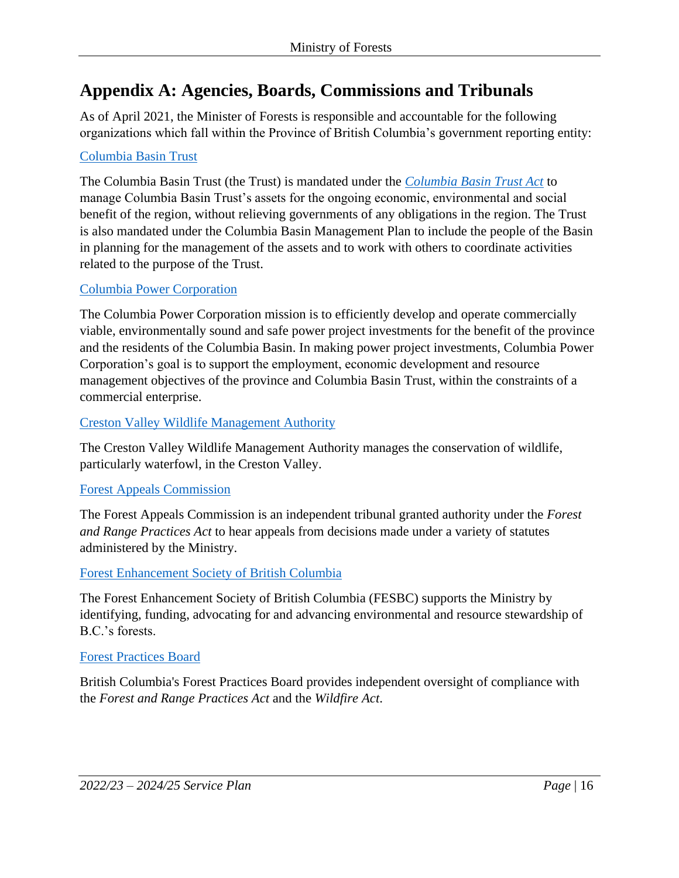# Appendix A: Agencies, Boards, Commissions and Tribunals

As of April 2021, the Minister of Forests is responsible and accountable for the following organizations which fall within the Province of British Columbia's government reporting entity:

Columbia Basin Trust

The Columbia Basin Trust (the Trust) is mandated under the *Columbia Basin Trust Act* to manage Columbia Basin Trust's assets for the ongoing economic, environmental and social benefit of the region, without relieving governments of any obligations in the region. The Trust is also mandated under the Columbia Basin Management Plan to include the people of the Basin in planning for the management of the assets and to work with others to coordinate activities related to the purpose of the Trust.

Columbia Power Corporation

The Columbia Power Corporation mission is to efficiently develop and operate commercially viable, environmentally sound and safe power project investments for the benefit of the province and the residents of the Columbia Basin. In making power project investments, Columbia Power Corporation's goal is to support the employment, economic development and resource management objectives of the province and Columbia Basin Trust, within the constraints of a commercial enterprise.

Creston Valley Wildlife Management Authority

The Creston Valley Wildlife Management Authority manages the conservation of wildlife, particularly waterfowl, in the Creston Valley.

Forest Appeals Commission

The Forest Appeals Commission is an independent tribunal granted authority under the *Forest and Range Practices Act* to hear appeals from decisions made under a variety of statutes administered by the Ministry.

Forest Enhancement Society of British Columbia

The Forest Enhancement Society of British Columbia (FESBC) supports the Ministry by identifying, funding, advocating for and advancing environmental and resource stewardship of B.C.'s forests.

Forest Practices Board

British Columbia's Forest Practices Board provides independent oversight of compliance with the *Forest and Range Practices Act* and the *Wildfire Act*.